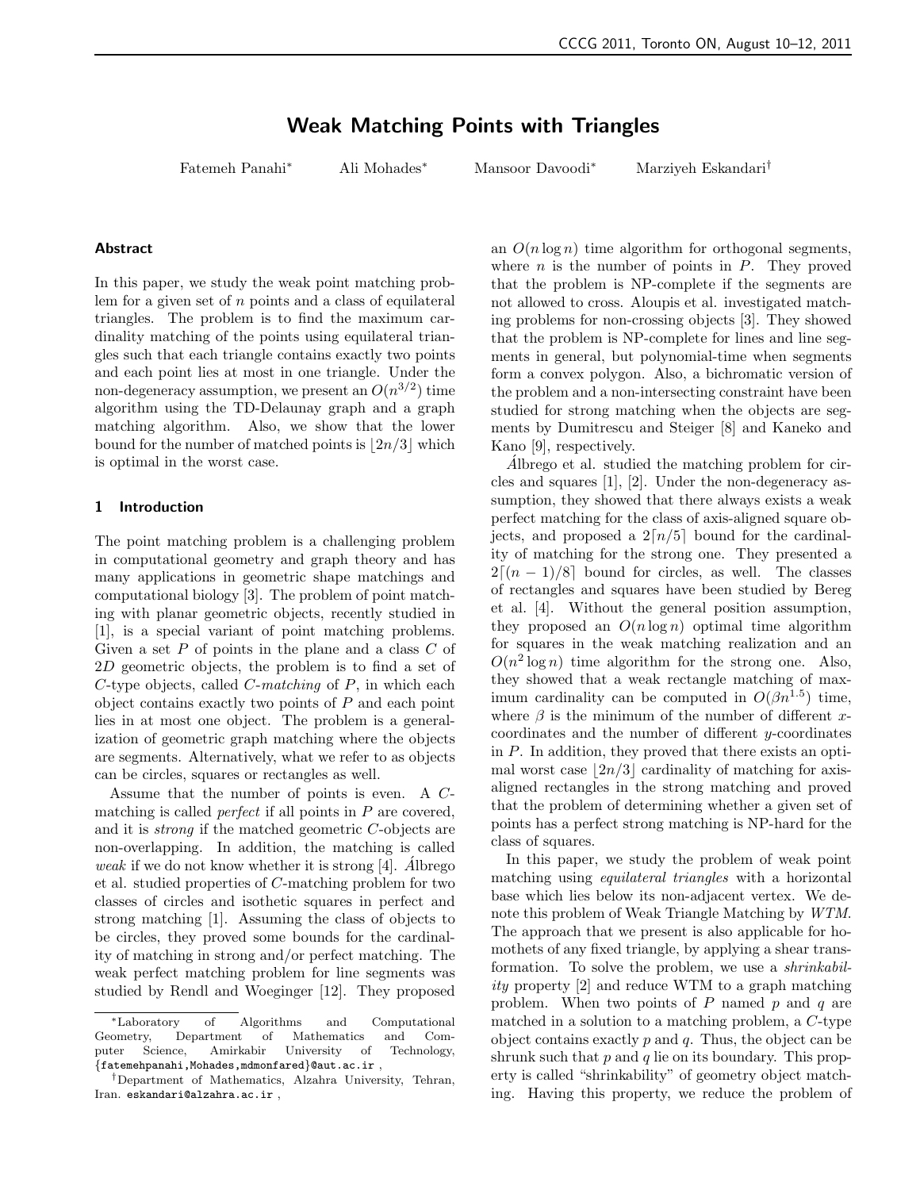# Weak Matching Points with Triangles

Fatemeh Panahi* Ali Mohades* Mansoor Davoodi* Marziyeh Eskandari†

### Abstract

In this paper, we study the weak point matching problem for a given set of $n$ points and a class of equilateral triangles. The problem is to find the maximum cardinality matching of the points using equilateral triangles such that each triangle contains exactly two points and each point lies at most in one triangle. Under the non-degeneracy assumption, we present an $O(n^{3/2})$ time algorithm using the TD-Delaunay graph and a graph matching algorithm. Also, we show that the lower bound for the number of matched points is $\lfloor 2n/3 \rfloor$ which is optimal in the worst case.

## 1 Introduction

The point matching problem is a challenging problem in computational geometry and graph theory and has many applications in geometric shape matchings and computational biology [3]. The problem of point matching with planar geometric objects, recently studied in [1], is a special variant of point matching problems. Given a set $P$ of points in the plane and a class $C$ of $2D$ geometric objects, the problem is to find a set of $C$-type objects, called *C-matching* of $P$, in which each object contains exactly two points of $P$ and each point lies in at most one object. The problem is a generalization of geometric graph matching where the objects are segments. Alternatively, what we refer to as objects can be circles, squares or rectangles as well.

Assume that the number of points is even. A $C$-matching is called *perfect* if all points in $P$ are covered, and it is *strong* if the matched geometric $C$-objects are non-overlapping. In addition, the matching is called *weak* if we do not know whether it is strong [4]. Ábrego et al. studied properties of $C$-matching problem for two classes of circles and isothetic squares in perfect and strong matching [1]. Assuming the class of objects to be circles, they proved some bounds for the cardinality of matching in strong and/or perfect matching. The weak perfect matching problem for line segments was studied by Rendl and Woeginger [12]. They proposed an $O(n \log n)$ time algorithm for orthogonal segments, where $n$ is the number of points in $P$. They proved that the problem is NP-complete if the segments are not allowed to cross. Aloupis et al. investigated matching problems for non-crossing objects [3]. They showed that the problem is NP-complete for lines and line segments in general, but polynomial-time when segments form a convex polygon. Also, a bichromatic version of the problem and a non-intersecting constraint have been studied for strong matching when the objects are segments by Dumitrescu and Steiger [8] and Kaneko and Kano [9], respectively.

Ábrego et al. studied the matching problem for circles and squares [1], [2]. Under the non-degeneracy assumption, they showed that there always exists a weak perfect matching for the class of axis-aligned square objects, and proposed a $2\lceil n/5 \rceil$ bound for the cardinality of matching for the strong one. They presented a $2\lceil (n-1)/8 \rceil$ bound for circles, as well. The classes of rectangles and squares have been studied by Bereg et al. [4]. Without the general position assumption, they proposed an $O(n \log n)$ optimal time algorithm for squares in the weak matching realization and an $O(n^2 \log n)$ time algorithm for the strong one. Also, they showed that a weak rectangle matching of maximum cardinality can be computed in $O(\beta n^{1.5})$ time, where $\beta$ is the minimum of the number of different $x$-coordinates and the number of different $y$-coordinates in $P$. In addition, they proved that there exists an optimal worst case $\lfloor 2n/3 \rfloor$ cardinality of matching for axis-aligned rectangles in the strong matching and proved that the problem of determining whether a given set of points has a perfect strong matching is NP-hard for the class of squares.

In this paper, we study the problem of weak point matching using *equilateral triangles* with a horizontal base which lies below its non-adjacent vertex. We denote this problem of Weak Triangle Matching by *WTM*. The approach that we present is also applicable for homothets of any fixed triangle, by applying a shear transformation. To solve the problem, we use a *shrinkability* property [2] and reduce WTM to a graph matching problem. When two points of $P$ named $p$ and $q$ are matched in a solution to a matching problem, a $C$-type object contains exactly $p$ and $q$. Thus, the object can be shrunk such that $p$ and $q$ lie on its boundary. This property is called "shrinkability" of geometry object matching. Having this property, we reduce the problem of

---

*Laboratory of Algorithms and Computational Geometry, Department of Mathematics and Computer Science, Amirkabir University of Technology, {fatemehpanahi,Mohades,mdmonfared}@aut.ac.ir ,

†Department of Mathematics, Alzahra University, Tehran, Iran. eskandari@alzahra.ac.ir ,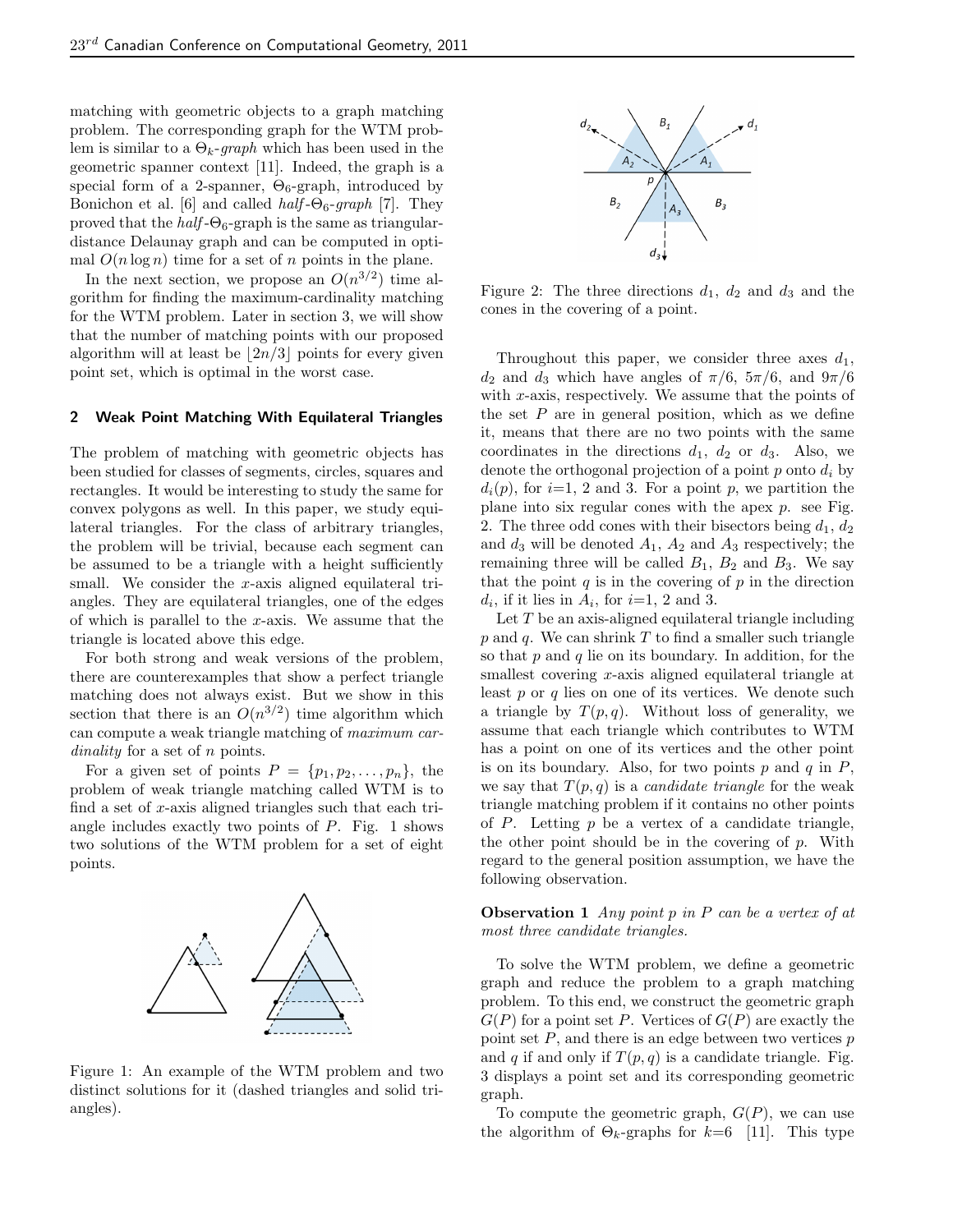matching with geometric objects to a graph matching problem. The corresponding graph for the WTM problem is similar to a $\Theta_k$-*graph* which has been used in the geometric spanner context [11]. Indeed, the graph is a special form of a 2-spanner, $\Theta_6$-graph, introduced by Bonichon et al. [6] and called *half*-$\Theta_6$-*graph* [7]. They proved that the *half*-$\Theta_6$-graph is the same as triangular-distance Delaunay graph and can be computed in optimal $O(n \log n)$ time for a set of $n$ points in the plane.

In the next section, we propose an $O(n^{3/2})$ time algorithm for finding the maximum-cardinality matching for the WTM problem. Later in section 3, we will show that the number of matching points with our proposed algorithm will at least be $\lfloor 2n/3 \rfloor$ points for every given point set, which is optimal in the worst case.

## 2 Weak Point Matching With Equilateral Triangles

The problem of matching with geometric objects has been studied for classes of segments, circles, squares and rectangles. It would be interesting to study the same for convex polygons as well. In this paper, we study equilateral triangles. For the class of arbitrary triangles, the problem will be trivial, because each segment can be assumed to be a triangle with a height sufficiently small. We consider the $x$-axis aligned equilateral triangles. They are equilateral triangles, one of the edges of which is parallel to the $x$-axis. We assume that the triangle is located above this edge.

For both strong and weak versions of the problem, there are counterexamples that show a perfect triangle matching does not always exist. But we show in this section that there is an $O(n^{3/2})$ time algorithm which can compute a weak triangle matching of *maximum cardinality* for a set of $n$ points.

For a given set of points $P = \{p_1, p_2, \ldots, p_n\}$, the problem of weak triangle matching called WTM is to find a set of $x$-axis aligned triangles such that each triangle includes exactly two points of $P$. Fig. 1 shows two solutions of the WTM problem for a set of eight points.

Figure 1: An example of the WTM problem and two distinct solutions for it (dashed triangles and solid triangles).

Figure 2: The three directions $d_1$, $d_2$ and $d_3$ and the cones in the covering of a point.

Throughout this paper, we consider three axes $d_1$, $d_2$ and $d_3$ which have angles of $\pi/6$, $5\pi/6$, and $9\pi/6$ with $x$-axis, respectively. We assume that the points of the set $P$ are in general position, which as we define it, means that there are no two points with the same coordinates in the directions $d_1$, $d_2$ or $d_3$. Also, we denote the orthogonal projection of a point $p$ onto $d_i$ by $d_i(p)$, for $i$=1, 2 and 3. For a point $p$, we partition the plane into six regular cones with the apex $p$. see Fig. 2. The three odd cones with their bisectors being $d_1$, $d_2$ and $d_3$ will be denoted $A_1$, $A_2$ and $A_3$ respectively; the remaining three will be called $B_1$, $B_2$ and $B_3$. We say that the point $q$ is in the covering of $p$ in the direction $d_i$, if it lies in $A_i$, for $i$=1, 2 and 3.

Let $T$ be an axis-aligned equilateral triangle including $p$ and $q$. We can shrink $T$ to find a smaller such triangle so that $p$ and $q$ lie on its boundary. In addition, for the smallest covering $x$-axis aligned equilateral triangle at least $p$ or $q$ lies on one of its vertices. We denote such a triangle by $T(p,q)$. Without loss of generality, we assume that each triangle which contributes to WTM has a point on one of its vertices and the other point is on its boundary. Also, for two points $p$ and $q$ in $P$, we say that $T(p,q)$ is a *candidate triangle* for the weak triangle matching problem if it contains no other points of $P$. Letting $p$ be a vertex of a candidate triangle, the other point should be in the covering of $p$. With regard to the general position assumption, we have the following observation.

**Observation 1** *Any point $p$ in $P$ can be a vertex of at most three candidate triangles.*

To solve the WTM problem, we define a geometric graph and reduce the problem to a graph matching problem. To this end, we construct the geometric graph $G(P)$ for a point set $P$. Vertices of $G(P)$ are exactly the point set $P$, and there is an edge between two vertices $p$ and $q$ if and only if $T(p,q)$ is a candidate triangle. Fig. 3 displays a point set and its corresponding geometric graph.

To compute the geometric graph, $G(P)$, we can use the algorithm of $\Theta_k$-graphs for $k$=6 [11]. This type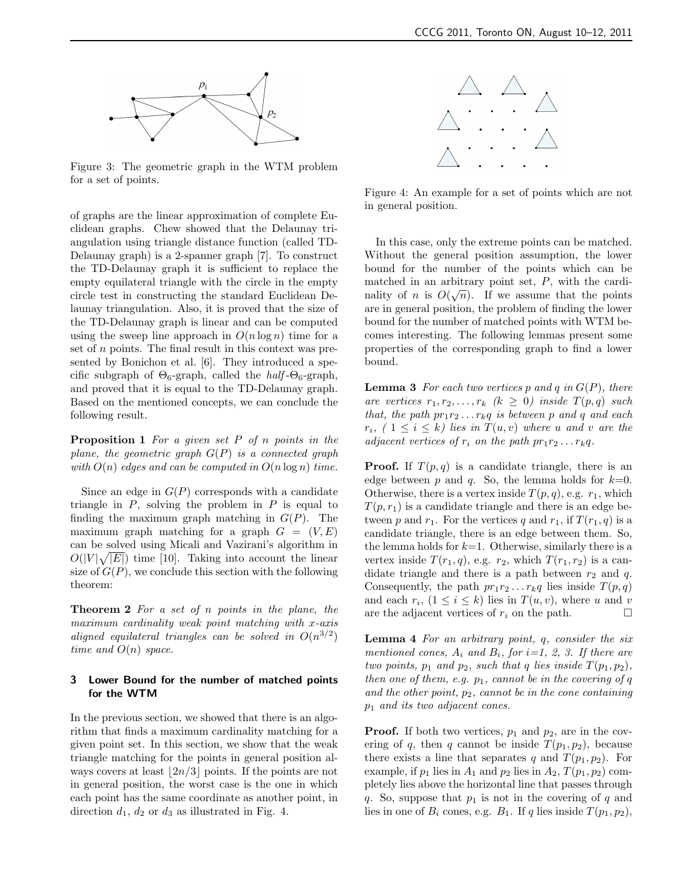Figure 3: The geometric graph in the WTM problem for a set of points.

of graphs are the linear approximation of complete Euclidean graphs. Chew showed that the Delaunay triangulation using triangle distance function (called TD-Delaunay graph) is a 2-spanner graph [7]. To construct the TD-Delaunay graph it is sufficient to replace the empty equilateral triangle with the circle in the empty circle test in constructing the standard Euclidean Delaunay triangulation. Also, it is proved that the size of the TD-Delaunay graph is linear and can be computed using the sweep line approach in $O(n \log n)$ time for a set of $n$ points. The final result in this context was presented by Bonichon et al. [6]. They introduced a specific subgraph of $\Theta_6$-graph, called the *half*-$\Theta_6$-graph, and proved that it is equal to the TD-Delaunay graph. Based on the mentioned concepts, we can conclude the following result.

**Proposition 1** *For a given set $P$ of $n$ points in the plane, the geometric graph $G(P)$ is a connected graph with $O(n)$ edges and can be computed in $O(n \log n)$ time.*

Since an edge in $G(P)$ corresponds with a candidate triangle in $P$, solving the problem in $P$ is equal to finding the maximum graph matching in $G(P)$. The maximum graph matching for a graph $G = (V, E)$ can be solved using Micali and Vazirani's algorithm in $O(|V|\sqrt{|E|})$ time [10]. Taking into account the linear size of $G(P)$, we conclude this section with the following theorem:

**Theorem 2** *For a set of $n$ points in the plane, the maximum cardinality weak point matching with $x$-axis aligned equilateral triangles can be solved in $O(n^{3/2})$ time and $O(n)$ space.*

## 3 Lower Bound for the number of matched points for the WTM

In the previous section, we showed that there is an algorithm that finds a maximum cardinality matching for a given point set. In this section, we show that the weak triangle matching for the points in general position always covers at least $\lfloor 2n/3 \rfloor$ points. If the points are not in general position, the worst case is the one in which each point has the same coordinate as another point, in direction $d_1$, $d_2$ or $d_3$ as illustrated in Fig. 4.

Figure 4: An example for a set of points which are not in general position.

In this case, only the extreme points can be matched. Without the general position assumption, the lower bound for the number of the points which can be matched in an arbitrary point set, $P$, with the cardinality of $n$ is $O(\sqrt{n})$. If we assume that the points are in general position, the problem of finding the lower bound for the number of matched points with WTM becomes interesting. The following lemmas present some properties of the corresponding graph to find a lower bound.

**Lemma 3** *For each two vertices $p$ and $q$ in $G(P)$, there are vertices $r_1, r_2, \ldots, r_k$ ($k \geq 0$) inside $T(p, q)$ such that, the path $pr_1r_2 \ldots r_kq$ is between $p$ and $q$ and each $r_i$, ( $1 \leq i \leq k$) lies in $T(u, v)$ where $u$ and $v$ are the adjacent vertices of $r_i$ on the path $pr_1r_2 \ldots r_kq$.*

**Proof.** If $T(p, q)$ is a candidate triangle, there is an edge between $p$ and $q$. So, the lemma holds for $k$=0. Otherwise, there is a vertex inside $T(p, q)$, e.g. $r_1$, which $T(p, r_1)$ is a candidate triangle and there is an edge between $p$ and $r_1$. For the vertices $q$ and $r_1$, if $T(r_1, q)$ is a candidate triangle, there is an edge between them. So, the lemma holds for $k$=1. Otherwise, similarly there is a vertex inside $T(r_1, q)$, e.g. $r_2$, which $T(r_1, r_2)$ is a candidate triangle and there is a path between $r_2$ and $q$. Consequently, the path $pr_1r_2 \ldots r_kq$ lies inside $T(p, q)$ and each $r_i$, ($1 \leq i \leq k$) lies in $T(u, v)$, where $u$ and $v$ are the adjacent vertices of $r_i$ on the path. □

**Lemma 4** *For an arbitrary point, $q$, consider the six mentioned cones, $A_i$ and $B_i$, for $i$=1, 2, 3. If there are two points, $p_1$ and $p_2$, such that $q$ lies inside $T(p_1, p_2)$, then one of them, e.g. $p_1$, cannot be in the covering of $q$ and the other point, $p_2$, cannot be in the cone containing $p_1$ and its two adjacent cones.*

**Proof.** If both two vertices, $p_1$ and $p_2$, are in the covering of $q$, then $q$ cannot be inside $T(p_1, p_2)$, because there exists a line that separates $q$ and $T(p_1, p_2)$. For example, if $p_1$ lies in $A_1$ and $p_2$ lies in $A_2$, $T(p_1, p_2)$ completely lies above the horizontal line that passes through $q$. So, suppose that $p_1$ is not in the covering of $q$ and lies in one of $B_i$ cones, e.g. $B_1$. If $q$ lies inside $T(p_1, p_2)$,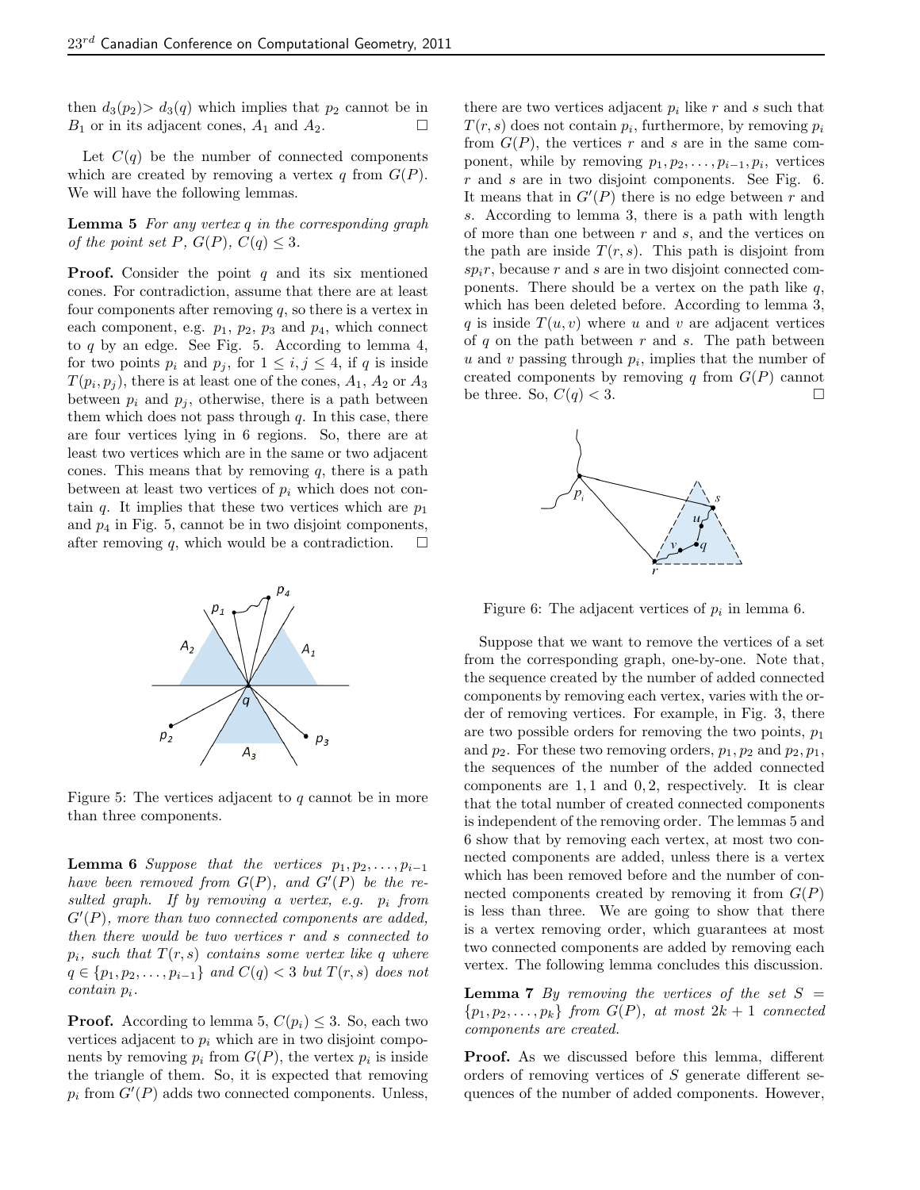then $d_3(p_2) > d_3(q)$ which implies that $p_2$ cannot be in $B_1$ or in its adjacent cones, $A_1$ and $A_2$. □

Let $C(q)$ be the number of connected components which are created by removing a vertex $q$ from $G(P)$. We will have the following lemmas.

**Lemma 5** *For any vertex $q$ in the corresponding graph of the point set $P$, $G(P)$, $C(q) \leq 3$.*

**Proof.** Consider the point $q$ and its six mentioned cones. For contradiction, assume that there are at least four components after removing $q$, so there is a vertex in each component, e.g. $p_1$, $p_2$, $p_3$ and $p_4$, which connect to $q$ by an edge. See Fig. 5. According to lemma 4, for two points $p_i$ and $p_j$, for $1 \leq i, j \leq 4$, if $q$ is inside $T(p_i, p_j)$, there is at least one of the cones, $A_1$, $A_2$ or $A_3$ between $p_i$ and $p_j$, otherwise, there is a path between them which does not pass through $q$. In this case, there are four vertices lying in 6 regions. So, there are at least two vertices which are in the same or two adjacent cones. This means that by removing $q$, there is a path between at least two vertices of $p_i$ which does not contain $q$. It implies that these two vertices which are $p_1$ and $p_4$ in Fig. 5, cannot be in two disjoint components, after removing $q$, which would be a contradiction. □

Figure 5: The vertices adjacent to $q$ cannot be in more than three components.

**Lemma 6** *Suppose that the vertices $p_1, p_2, \ldots, p_{i-1}$ have been removed from $G(P)$, and $G'(P)$ be the resulted graph. If by removing a vertex, e.g. $p_i$ from $G'(P)$, more than two connected components are added, then there would be two vertices $r$ and $s$ connected to $p_i$, such that $T(r, s)$ contains some vertex like $q$ where $q \in \{p_1, p_2, \ldots, p_{i-1}\}$ and $C(q) < 3$ but $T(r, s)$ does not contain $p_i$.*

**Proof.** According to lemma 5, $C(p_i) \leq 3$. So, each two vertices adjacent to $p_i$ which are in two disjoint components by removing $p_i$ from $G(P)$, the vertex $p_i$ is inside the triangle of them. So, it is expected that removing $p_i$ from $G'(P)$ adds two connected components. Unless, there are two vertices adjacent $p_i$ like $r$ and $s$ such that $T(r, s)$ does not contain $p_i$, furthermore, by removing $p_i$ from $G(P)$, the vertices $r$ and $s$ are in the same component, while by removing $p_1, p_2, \ldots, p_{i-1}, p_i$, vertices $r$ and $s$ are in two disjoint components. See Fig. 6. It means that in $G'(P)$ there is no edge between $r$ and $s$. According to lemma 3, there is a path with length of more than one between $r$ and $s$, and the vertices on the path are inside $T(r, s)$. This path is disjoint from $sp_ir$, because $r$ and $s$ are in two disjoint connected components. There should be a vertex on the path like $q$, which has been deleted before. According to lemma 3, $q$ is inside $T(u, v)$ where $u$ and $v$ are adjacent vertices of $q$ on the path between $r$ and $s$. The path between $u$ and $v$ passing through $p_i$, implies that the number of created components by removing $q$ from $G(P)$ cannot be three. So, $C(q) < 3$. □

Figure 6: The adjacent vertices of $p_i$ in lemma 6.

Suppose that we want to remove the vertices of a set from the corresponding graph, one-by-one. Note that, the sequence created by the number of added connected components by removing each vertex, varies with the order of removing vertices. For example, in Fig. 3, there are two possible orders for removing the two points, $p_1$ and $p_2$. For these two removing orders, $p_1, p_2$ and $p_2, p_1$, the sequences of the number of the added connected components are $1, 1$ and $0, 2$, respectively. It is clear that the total number of created connected components is independent of the removing order. The lemmas 5 and 6 show that by removing each vertex, at most two connected components are added, unless there is a vertex which has been removed before and the number of connected components created by removing it from $G(P)$ is less than three. We are going to show that there is a vertex removing order, which guarantees at most two connected components are added by removing each vertex. The following lemma concludes this discussion.

**Lemma 7** *By removing the vertices of the set $S = \{p_1, p_2, \ldots, p_k\}$ from $G(P)$, at most $2k + 1$ connected components are created.*

**Proof.** As we discussed before this lemma, different orders of removing vertices of $S$ generate different sequences of the number of added components. However,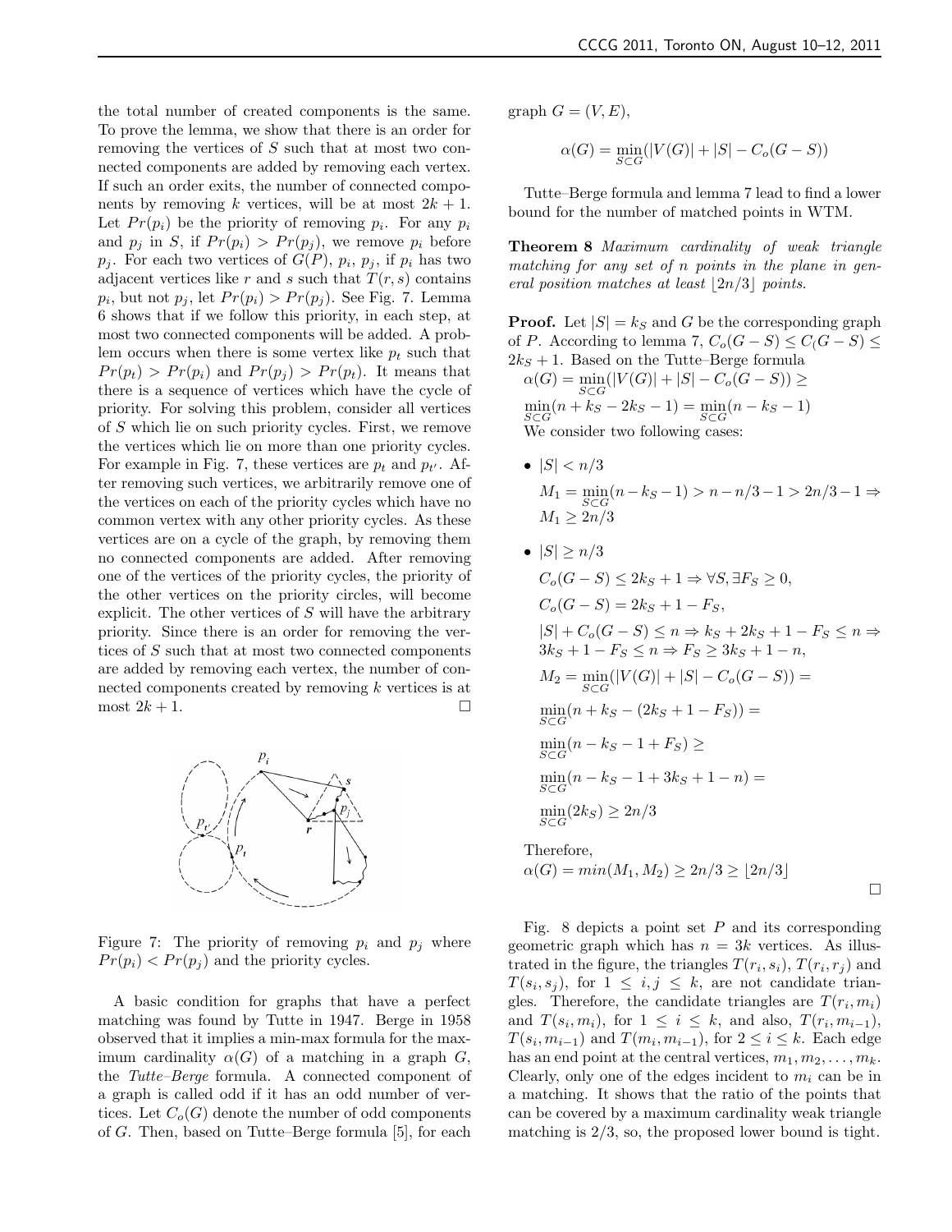the total number of created components is the same. To prove the lemma, we show that there is an order for removing the vertices of $S$ such that at most two connected components are added by removing each vertex. If such an order exits, the number of connected components by removing $k$ vertices, will be at most $2k+1$. Let $Pr(p_i)$ be the priority of removing $p_i$. For any $p_i$ and $p_j$ in $S$, if $Pr(p_i) > Pr(p_j)$, we remove $p_i$ before $p_j$. For each two vertices of $G(P)$, $p_i$, $p_j$, if $p_i$ has two adjacent vertices like $r$ and $s$ such that $T(r,s)$ contains $p_i$, but not $p_j$, let $Pr(p_i) > Pr(p_j)$. See Fig. 7. Lemma 6 shows that if we follow this priority, in each step, at most two connected components will be added. A problem occurs when there is some vertex like $p_t$ such that $Pr(p_t) > Pr(p_i)$ and $Pr(p_j) > Pr(p_t)$. It means that there is a sequence of vertices which have the cycle of priority. For solving this problem, consider all vertices of $S$ which lie on such priority cycles. First, we remove the vertices which lie on more than one priority cycles. For example in Fig. 7, these vertices are $p_t$ and $p_{t'}$. After removing such vertices, we arbitrarily remove one of the vertices on each of the priority cycles which have no common vertex with any other priority cycles. As these vertices are on a cycle of the graph, by removing them no connected components are added. After removing one of the vertices of the priority cycles, the priority of the other vertices on the priority circles, will become explicit. The other vertices of $S$ will have the arbitrary priority. Since there is an order for removing the vertices of $S$ such that at most two connected components are added by removing each vertex, the number of connected components created by removing $k$ vertices is at most $2k+1$. □

Figure 7: The priority of removing $p_i$ and $p_j$ where $Pr(p_i) < Pr(p_j)$ and the priority cycles.

A basic condition for graphs that have a perfect matching was found by Tutte in 1947. Berge in 1958 observed that it implies a min-max formula for the maximum cardinality $\alpha(G)$ of a matching in a graph $G$, the *Tutte–Berge* formula. A connected component of a graph is called odd if it has an odd number of vertices. Let $C_o(G)$ denote the number of odd components of $G$. Then, based on Tutte–Berge formula [5], for each graph $G=(V,E)$,

$$\alpha(G) = \min_{S\subset G}(|V(G)| + |S| - C_o(G-S))$$

Tutte–Berge formula and lemma 7 lead to find a lower bound for the number of matched points in WTM.

**Theorem 8** *Maximum cardinality of weak triangle matching for any set of n points in the plane in general position matches at least $\lfloor 2n/3 \rfloor$ points.*

**Proof.** Let $|S| = k_S$ and $G$ be the corresponding graph of $P$. According to lemma 7, $C_o(G-S) \le C_(G-S) \le 2k_S+1$. Based on the Tutte–Berge formula

$\alpha(G) = \min_{S\subset G}(|V(G)| + |S| - C_o(G-S)) \ge$

$\min_{S\subset G}(n + k_S - 2k_S - 1) = \min_{S\subset G}(n - k_S - 1)$

We consider two following cases:

- $|S| < n/3$

  $M_1 = \min_{S\subset G}(n - k_S - 1) > n - n/3 - 1 > 2n/3 - 1 \Rightarrow$
  $M_1 \ge 2n/3$

- $|S| \ge n/3$

  $C_o(G-S) \le 2k_S + 1 \Rightarrow \forall S, \exists F_S \ge 0,$

  $C_o(G-S) = 2k_S + 1 - F_S,$

  $|S| + C_o(G-S) \le n \Rightarrow k_S + 2k_S + 1 - F_S \le n \Rightarrow$
  $3k_S + 1 - F_S \le n \Rightarrow F_S \ge 3k_S + 1 - n,$

  $M_2 = \min_{S\subset G}(|V(G)| + |S| - C_o(G-S)) =$

  $\min_{S\subset G}(n + k_S - (2k_S + 1 - F_S)) =$

  $\min_{S\subset G}(n - k_S - 1 + F_S) \ge$

  $\min_{S\subset G}(n - k_S - 1 + 3k_S + 1 - n) =$

  $\min_{S\subset G}(2k_S) \ge 2n/3$

Therefore,

$\alpha(G) = min(M_1, M_2) \ge 2n/3 \ge \lfloor 2n/3 \rfloor$

□

Fig. 8 depicts a point set $P$ and its corresponding geometric graph which has $n = 3k$ vertices. As illustrated in the figure, the triangles $T(r_i, s_i)$, $T(r_i, r_j)$ and $T(s_i, s_j)$, for $1 \le i, j \le k$, are not candidate triangles. Therefore, the candidate triangles are $T(r_i, m_i)$ and $T(s_i, m_i)$, for $1 \le i \le k$, and also, $T(r_i, m_{i-1})$, $T(s_i, m_{i-1})$ and $T(m_i, m_{i-1})$, for $2 \le i \le k$. Each edge has an end point at the central vertices, $m_1, m_2, \ldots, m_k$. Clearly, only one of the edges incident to $m_i$ can be in a matching. It shows that the ratio of the points that can be covered by a maximum cardinality weak triangle matching is $2/3$, so, the proposed lower bound is tight.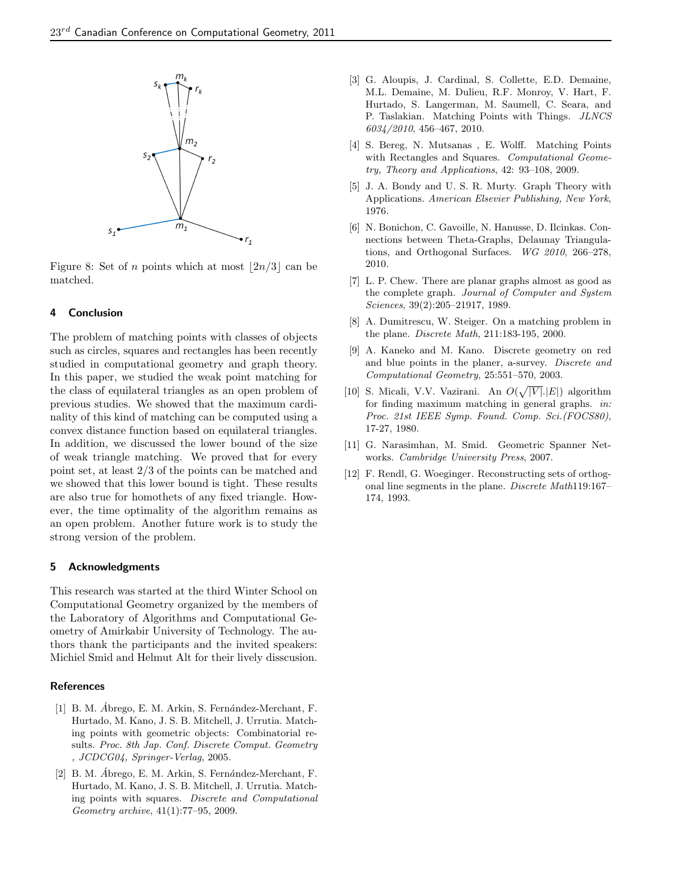Figure 8: Set of $n$ points which at most $\lfloor 2n/3 \rfloor$ can be matched.

## 4 Conclusion

The problem of matching points with classes of objects such as circles, squares and rectangles has been recently studied in computational geometry and graph theory. In this paper, we studied the weak point matching for the class of equilateral triangles as an open problem of previous studies. We showed that the maximum cardinality of this kind of matching can be computed using a convex distance function based on equilateral triangles. In addition, we discussed the lower bound of the size of weak triangle matching. We proved that for every point set, at least 2/3 of the points can be matched and we showed that this lower bound is tight. These results are also true for homothets of any fixed triangle. However, the time optimality of the algorithm remains as an open problem. Another future work is to study the strong version of the problem.

## 5 Acknowledgments

This research was started at the third Winter School on Computational Geometry organized by the members of the Laboratory of Algorithms and Computational Geometry of Amirkabir University of Technology. The authors thank the participants and the invited speakers: Michiel Smid and Helmut Alt for their lively disscusion.

## References

[1] B. M. Ábrego, E. M. Arkin, S. Fernández-Merchant, F. Hurtado, M. Kano, J. S. B. Mitchell, J. Urrutia. Matching points with geometric objects: Combinatorial results. *Proc. 8th Jap. Conf. Discrete Comput. Geometry , JCDCG04, Springer-Verlag*, 2005.

[2] B. M. Ábrego, E. M. Arkin, S. Fernández-Merchant, F. Hurtado, M. Kano, J. S. B. Mitchell, J. Urrutia. Matching points with squares. *Discrete and Computational Geometry archive*, 41(1):77–95, 2009.

[3] G. Aloupis, J. Cardinal, S. Collette, E.D. Demaine, M.L. Demaine, M. Dulieu, R.F. Monroy, V. Hart, F. Hurtado, S. Langerman, M. Saumell, C. Seara, and P. Taslakian. Matching Points with Things. *JLNCS 6034/2010*, 456–467, 2010.

[4] S. Bereg, N. Mutsanas , E. Wolff. Matching Points with Rectangles and Squares. *Computational Geometry, Theory and Applications*, 42: 93–108, 2009.

[5] J. A. Bondy and U. S. R. Murty. Graph Theory with Applications. *American Elsevier Publishing, New York*, 1976.

[6] N. Bonichon, C. Gavoille, N. Hanusse, D. Ilcinkas. Connections between Theta-Graphs, Delaunay Triangulations, and Orthogonal Surfaces. *WG 2010*, 266–278, 2010.

[7] L. P. Chew. There are planar graphs almost as good as the complete graph. *Journal of Computer and System Sciences*, 39(2):205–21917, 1989.

[8] A. Dumitrescu, W. Steiger. On a matching problem in the plane. *Discrete Math*, 211:183-195, 2000.

[9] A. Kaneko and M. Kano. Discrete geometry on red and blue points in the planer, a-survey. *Discrete and Computational Geometry*, 25:551–570, 2003.

[10] S. Micali, V.V. Vazirani. An $O(\sqrt{|V|}.|E|)$ algorithm for finding maximum matching in general graphs. *in: Proc. 21st IEEE Symp. Found. Comp. Sci.(FOCS80)*, 17-27, 1980.

[11] G. Narasimhan, M. Smid. Geometric Spanner Networks. *Cambridge University Press*, 2007.

[12] F. Rendl, G. Woeginger. Reconstructing sets of orthogonal line segments in the plane. *Discrete Math*119:167–174, 1993.